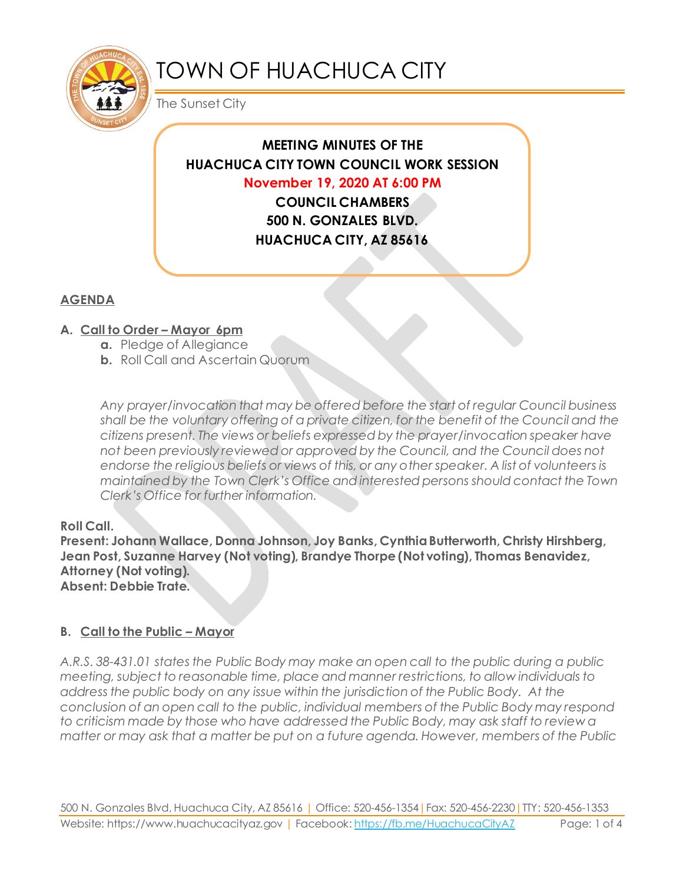# TOWN OF HUACHUCA CITY

The Sunset City

**MEETING MINUTES OF THE**
**HUACHUCA CITY TOWN COUNCIL WORK SESSION**
**November 19, 2020 AT 6:00 PM**
**COUNCIL CHAMBERS**
**500 N. GONZALES BLVD.**
**HUACHUCA CITY, AZ 85616**

## AGENDA

**A. Call to Order – Mayor 6pm**

- **a.** Pledge of Allegiance
- **b.** Roll Call and Ascertain Quorum

*Any prayer/invocation that may be offered before the start of regular Council business shall be the voluntary offering of a private citizen, for the benefit of the Council and the citizens present. The views or beliefs expressed by the prayer/invocation speaker have not been previously reviewed or approved by the Council, and the Council does not endorse the religious beliefs or views of this, or any other speaker. A list of volunteers is maintained by the Town Clerk's Office and interested persons should contact the Town Clerk's Office for further information.*

**Roll Call.**
**Present: Johann Wallace, Donna Johnson, Joy Banks, Cynthia Butterworth, Christy Hirshberg, Jean Post, Suzanne Harvey (Not voting), Brandye Thorpe (Not voting), Thomas Benavidez, Attorney (Not voting).**
**Absent: Debbie Trate.**

**B. Call to the Public – Mayor**

*A.R.S. 38-431.01 states the Public Body may make an open call to the public during a public meeting, subject to reasonable time, place and manner restrictions, to allow individuals to address the public body on any issue within the jurisdiction of the Public Body. At the conclusion of an open call to the public, individual members of the Public Body may respond to criticism made by those who have addressed the Public Body, may ask staff to review a matter or may ask that a matter be put on a future agenda. However, members of the Public*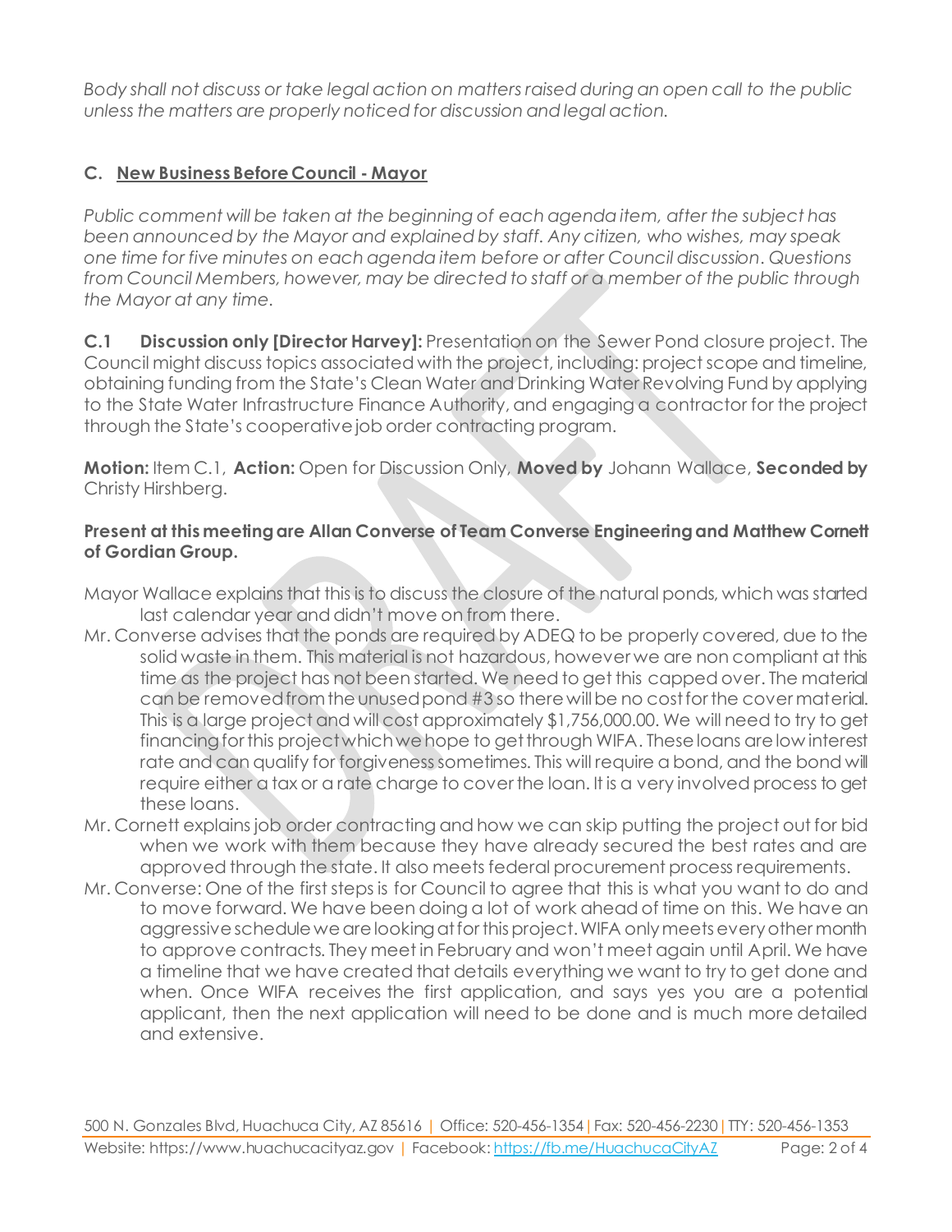*Body shall not discuss or take legal action on matters raised during an open call to the public unless the matters are properly noticed for discussion and legal action.*

## C. New Business Before Council - Mayor

*Public comment will be taken at the beginning of each agenda item, after the subject has been announced by the Mayor and explained by staff. Any citizen, who wishes, may speak one time for five minutes on each agenda item before or after Council discussion. Questions from Council Members, however, may be directed to staff or a member of the public through the Mayor at any time.*

**C.1 Discussion only [Director Harvey]:** Presentation on the Sewer Pond closure project. The Council might discuss topics associated with the project, including: project scope and timeline, obtaining funding from the State's Clean Water and Drinking Water Revolving Fund by applying to the State Water Infrastructure Finance Authority, and engaging a contractor for the project through the State's cooperative job order contracting program.

**Motion:** Item C.1, **Action:** Open for Discussion Only, **Moved by** Johann Wallace, **Seconded by** Christy Hirshberg.

**Present at this meeting are Allan Converse of Team Converse Engineering and Matthew Cornett of Gordian Group.**

Mayor Wallace explains that this is to discuss the closure of the natural ponds, which was started last calendar year and didn't move on from there.

Mr. Converse advises that the ponds are required by ADEQ to be properly covered, due to the solid waste in them. This material is not hazardous, however we are non compliant at this time as the project has not been started. We need to get this capped over. The material can be removed from the unused pond #3 so there will be no cost for the cover material. This is a large project and will cost approximately $1,756,000.00. We will need to try to get financing for this project which we hope to get through WIFA. These loans are low interest rate and can qualify for forgiveness sometimes. This will require a bond, and the bond will require either a tax or a rate charge to cover the loan. It is a very involved process to get these loans.

Mr. Cornett explains job order contracting and how we can skip putting the project out for bid when we work with them because they have already secured the best rates and are approved through the state. It also meets federal procurement process requirements.

Mr. Converse: One of the first steps is for Council to agree that this is what you want to do and to move forward. We have been doing a lot of work ahead of time on this. We have an aggressive schedule we are looking at for this project. WIFA only meets every other month to approve contracts. They meet in February and won't meet again until April. We have a timeline that we have created that details everything we want to try to get done and when. Once WIFA receives the first application, and says yes you are a potential applicant, then the next application will need to be done and is much more detailed and extensive.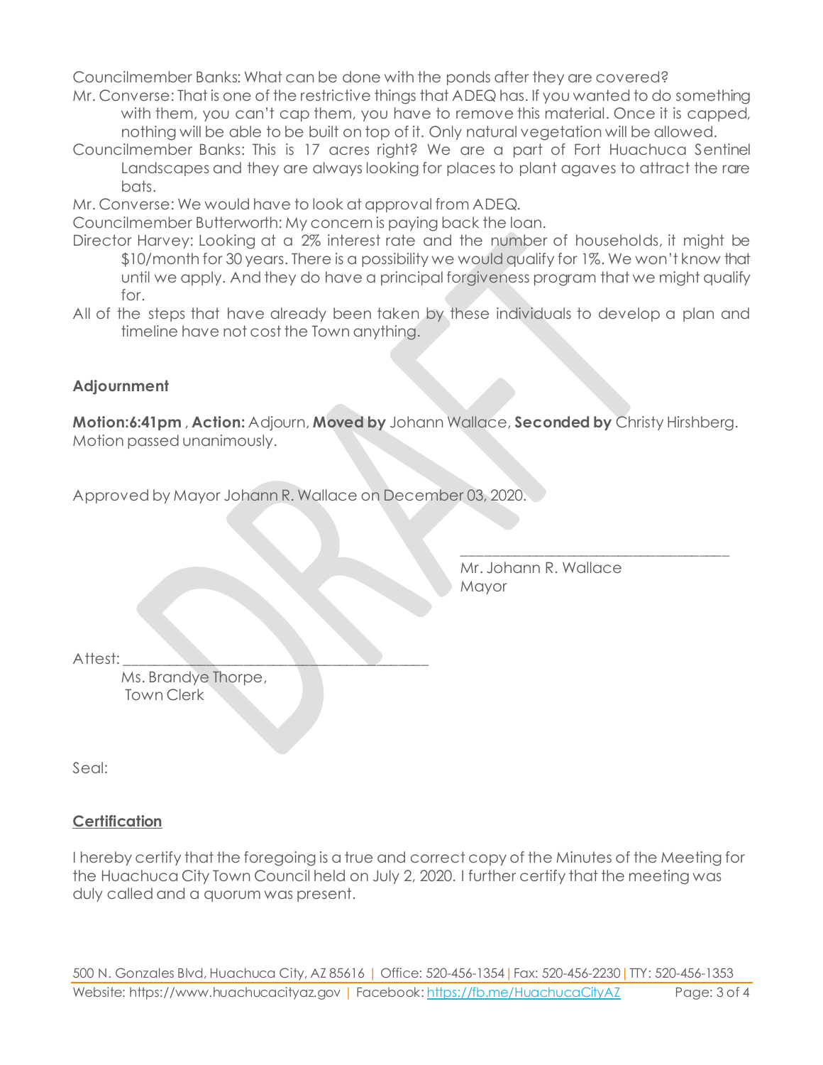Councilmember Banks: What can be done with the ponds after they are covered?

Mr. Converse: That is one of the restrictive things that ADEQ has. If you wanted to do something with them, you can't cap them, you have to remove this material. Once it is capped, nothing will be able to be built on top of it. Only natural vegetation will be allowed.

Councilmember Banks: This is 17 acres right? We are a part of Fort Huachuca Sentinel Landscapes and they are always looking for places to plant agaves to attract the rare bats.

Mr. Converse: We would have to look at approval from ADEQ.

Councilmember Butterworth: My concern is paying back the loan.

Director Harvey: Looking at a 2% interest rate and the number of households, it might be $10/month for 30 years. There is a possibility we would qualify for 1%. We won't know that until we apply. And they do have a principal forgiveness program that we might qualify for.

All of the steps that have already been taken by these individuals to develop a plan and timeline have not cost the Town anything.

**Adjournment**

**Motion:6:41pm** , **Action:** Adjourn, **Moved by** Johann Wallace, **Seconded by** Christy Hirshberg. Motion passed unanimously.

Approved by Mayor Johann R. Wallace on December 03, 2020.

\_\_\_\_\_\_\_\_\_\_\_\_\_\_\_\_\_\_\_\_\_\_\_\_\_\_\_\_\_\_\_\_\_\_\_\_
Mr. Johann R. Wallace
Mayor

Attest: \_\_\_\_\_\_\_\_\_\_\_\_\_\_\_\_\_\_\_\_\_\_\_\_\_\_\_\_\_\_\_\_\_\_\_\_\_\_\_\_
Ms. Brandye Thorpe,
Town Clerk

Seal:

**Certification**

I hereby certify that the foregoing is a true and correct copy of the Minutes of the Meeting for the Huachuca City Town Council held on July 2, 2020. I further certify that the meeting was duly called and a quorum was present.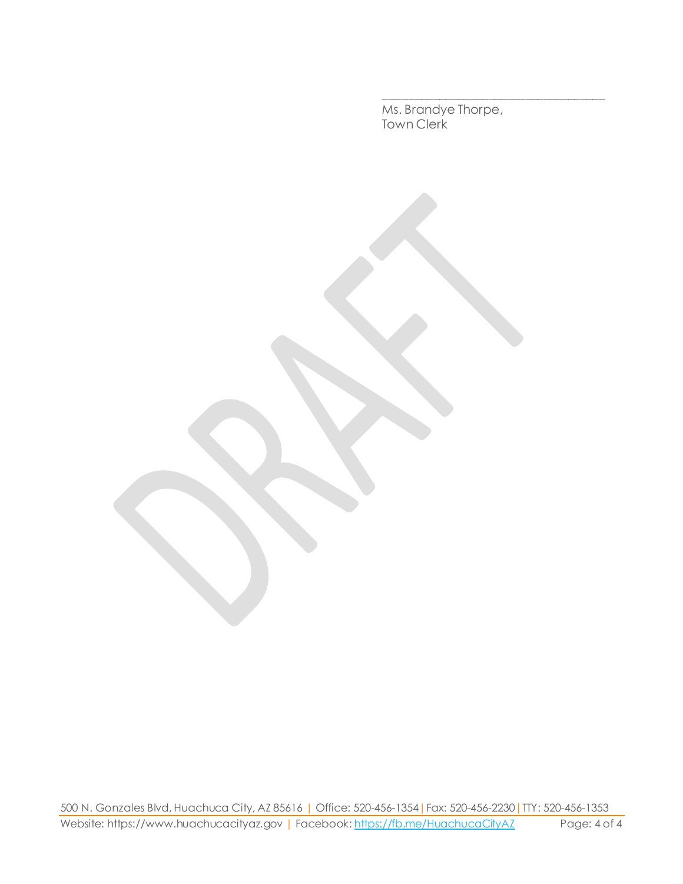\_\_\_\_\_\_\_\_\_\_\_\_\_\_\_\_\_\_\_\_\_\_\_\_\_\_\_\_\_\_\_\_\_\_\_\_\_\_\_\_

Ms. Brandye Thorpe,
Town Clerk

DRAFT